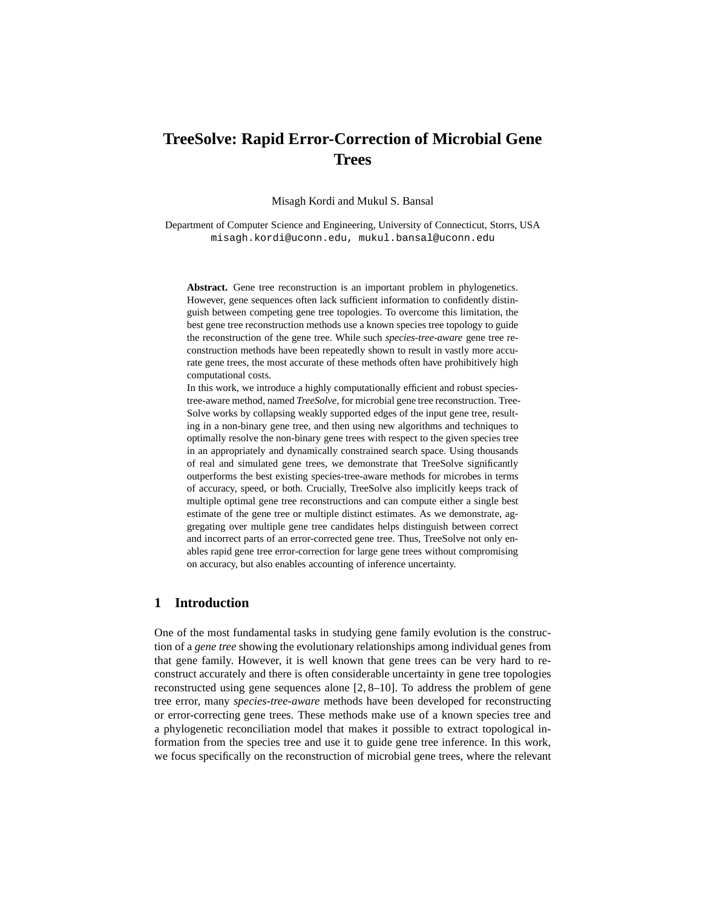# TreeSolve: Rapid Error-Correction of Microbial Gene Trees

Misagh Kordi and Mukul S. Bansal

Department of Computer Science and Engineering, University of Connecticut, Storrs, USA
misagh.kordi@uconn.edu, mukul.bansal@uconn.edu

**Abstract.** Gene tree reconstruction is an important problem in phylogenetics. However, gene sequences often lack sufficient information to confidently distinguish between competing gene tree topologies. To overcome this limitation, the best gene tree reconstruction methods use a known species tree topology to guide the reconstruction of the gene tree. While such *species-tree-aware* gene tree reconstruction methods have been repeatedly shown to result in vastly more accurate gene trees, the most accurate of these methods often have prohibitively high computational costs.
In this work, we introduce a highly computationally efficient and robust species-tree-aware method, named *TreeSolve*, for microbial gene tree reconstruction. TreeSolve works by collapsing weakly supported edges of the input gene tree, resulting in a non-binary gene tree, and then using new algorithms and techniques to optimally resolve the non-binary gene trees with respect to the given species tree in an appropriately and dynamically constrained search space. Using thousands of real and simulated gene trees, we demonstrate that TreeSolve significantly outperforms the best existing species-tree-aware methods for microbes in terms of accuracy, speed, or both. Crucially, TreeSolve also implicitly keeps track of multiple optimal gene tree reconstructions and can compute either a single best estimate of the gene tree or multiple distinct estimates. As we demonstrate, aggregating over multiple gene tree candidates helps distinguish between correct and incorrect parts of an error-corrected gene tree. Thus, TreeSolve not only enables rapid gene tree error-correction for large gene trees without compromising on accuracy, but also enables accounting of inference uncertainty.

## 1 Introduction

One of the most fundamental tasks in studying gene family evolution is the construction of a *gene tree* showing the evolutionary relationships among individual genes from that gene family. However, it is well known that gene trees can be very hard to reconstruct accurately and there is often considerable uncertainty in gene tree topologies reconstructed using gene sequences alone [2, 8–10]. To address the problem of gene tree error, many *species-tree-aware* methods have been developed for reconstructing or error-correcting gene trees. These methods make use of a known species tree and a phylogenetic reconciliation model that makes it possible to extract topological information from the species tree and use it to guide gene tree inference. In this work, we focus specifically on the reconstruction of microbial gene trees, where the relevant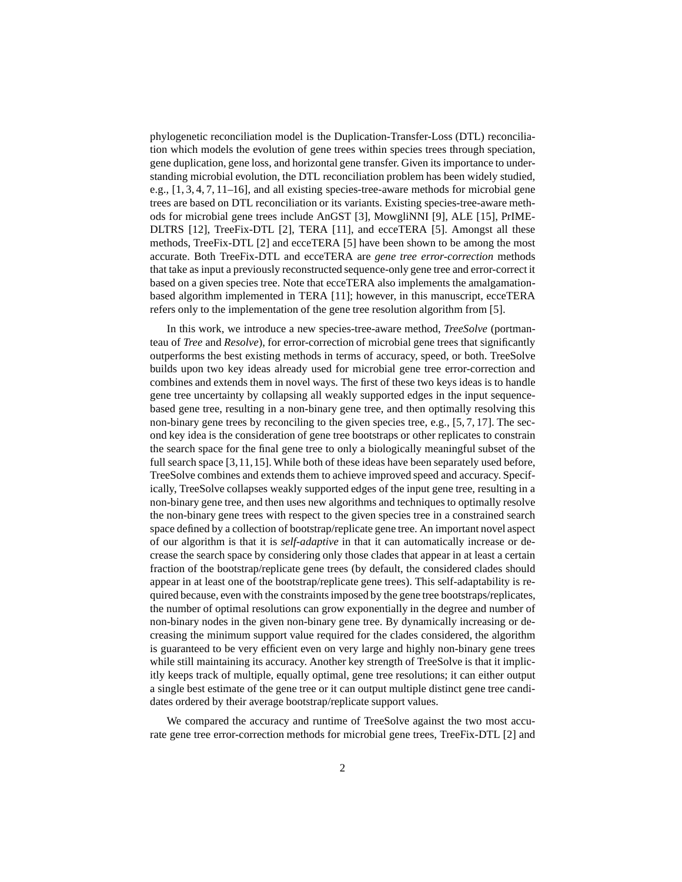phylogenetic reconciliation model is the Duplication-Transfer-Loss (DTL) reconciliation which models the evolution of gene trees within species trees through speciation, gene duplication, gene loss, and horizontal gene transfer. Given its importance to understanding microbial evolution, the DTL reconciliation problem has been widely studied, e.g., [1, 3, 4, 7, 11–16], and all existing species-tree-aware methods for microbial gene trees are based on DTL reconciliation or its variants. Existing species-tree-aware methods for microbial gene trees include AnGST [3], MowgliNNI [9], ALE [15], PrIME-DLTRS [12], TreeFix-DTL [2], TERA [11], and ecceTERA [5]. Amongst all these methods, TreeFix-DTL [2] and ecceTERA [5] have been shown to be among the most accurate. Both TreeFix-DTL and ecceTERA are *gene tree error-correction* methods that take as input a previously reconstructed sequence-only gene tree and error-correct it based on a given species tree. Note that ecceTERA also implements the amalgamation-based algorithm implemented in TERA [11]; however, in this manuscript, ecceTERA refers only to the implementation of the gene tree resolution algorithm from [5].

In this work, we introduce a new species-tree-aware method, *TreeSolve* (portmanteau of *Tree* and *Resolve*), for error-correction of microbial gene trees that significantly outperforms the best existing methods in terms of accuracy, speed, or both. TreeSolve builds upon two key ideas already used for microbial gene tree error-correction and combines and extends them in novel ways. The first of these two keys ideas is to handle gene tree uncertainty by collapsing all weakly supported edges in the input sequence-based gene tree, resulting in a non-binary gene tree, and then optimally resolving this non-binary gene trees by reconciling to the given species tree, e.g., [5, 7, 17]. The second key idea is the consideration of gene tree bootstraps or other replicates to constrain the search space for the final gene tree to only a biologically meaningful subset of the full search space [3, 11, 15]. While both of these ideas have been separately used before, TreeSolve combines and extends them to achieve improved speed and accuracy. Specifically, TreeSolve collapses weakly supported edges of the input gene tree, resulting in a non-binary gene tree, and then uses new algorithms and techniques to optimally resolve the non-binary gene trees with respect to the given species tree in a constrained search space defined by a collection of bootstrap/replicate gene tree. An important novel aspect of our algorithm is that it is *self-adaptive* in that it can automatically increase or decrease the search space by considering only those clades that appear in at least a certain fraction of the bootstrap/replicate gene trees (by default, the considered clades should appear in at least one of the bootstrap/replicate gene trees). This self-adaptability is required because, even with the constraints imposed by the gene tree bootstraps/replicates, the number of optimal resolutions can grow exponentially in the degree and number of non-binary nodes in the given non-binary gene tree. By dynamically increasing or decreasing the minimum support value required for the clades considered, the algorithm is guaranteed to be very efficient even on very large and highly non-binary gene trees while still maintaining its accuracy. Another key strength of TreeSolve is that it implicitly keeps track of multiple, equally optimal, gene tree resolutions; it can either output a single best estimate of the gene tree or it can output multiple distinct gene tree candidates ordered by their average bootstrap/replicate support values.

We compared the accuracy and runtime of TreeSolve against the two most accurate gene tree error-correction methods for microbial gene trees, TreeFix-DTL [2] and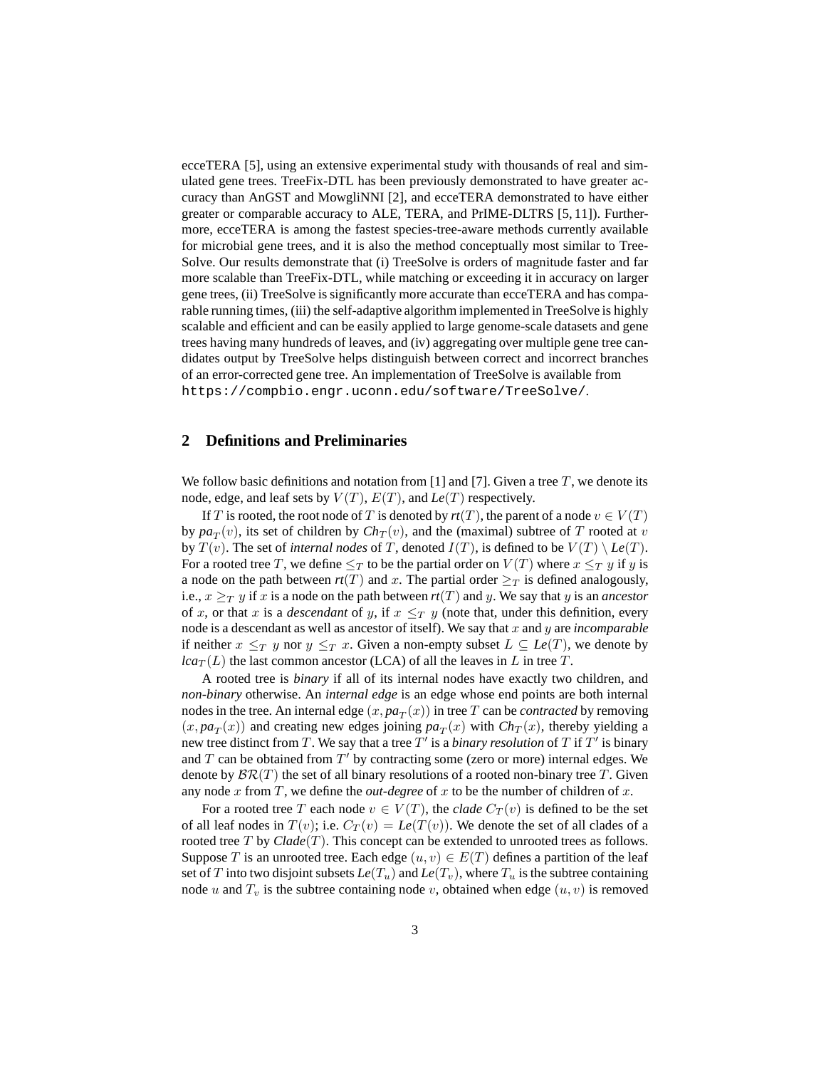ecceTERA [5], using an extensive experimental study with thousands of real and simulated gene trees. TreeFix-DTL has been previously demonstrated to have greater accuracy than AnGST and MowgliNNI [2], and ecceTERA demonstrated to have either greater or comparable accuracy to ALE, TERA, and PrIME-DLTRS [5, 11]). Furthermore, ecceTERA is among the fastest species-tree-aware methods currently available for microbial gene trees, and it is also the method conceptually most similar to TreeSolve. Our results demonstrate that (i) TreeSolve is orders of magnitude faster and far more scalable than TreeFix-DTL, while matching or exceeding it in accuracy on larger gene trees, (ii) TreeSolve is significantly more accurate than ecceTERA and has comparable running times, (iii) the self-adaptive algorithm implemented in TreeSolve is highly scalable and efficient and can be easily applied to large genome-scale datasets and gene trees having many hundreds of leaves, and (iv) aggregating over multiple gene tree candidates output by TreeSolve helps distinguish between correct and incorrect branches of an error-corrected gene tree. An implementation of TreeSolve is available from https://compbio.engr.uconn.edu/software/TreeSolve/.

## 2 Definitions and Preliminaries

We follow basic definitions and notation from [1] and [7]. Given a tree $T$, we denote its node, edge, and leaf sets by $V(T)$, $E(T)$, and $Le(T)$ respectively.

If $T$ is rooted, the root node of $T$ is denoted by $rt(T)$, the parent of a node $v \in V(T)$ by $pa_T(v)$, its set of children by $Ch_T(v)$, and the (maximal) subtree of $T$ rooted at $v$ by $T(v)$. The set of *internal nodes* of $T$, denoted $I(T)$, is defined to be $V(T) \setminus Le(T)$. For a rooted tree $T$, we define $\leq_T$ to be the partial order on $V(T)$ where $x \leq_T y$ if $y$ is a node on the path between $rt(T)$ and $x$. The partial order $\geq_T$ is defined analogously, i.e., $x \geq_T y$ if $x$ is a node on the path between $rt(T)$ and $y$. We say that $y$ is an *ancestor* of $x$, or that $x$ is a *descendant* of $y$, if $x \leq_T y$ (note that, under this definition, every node is a descendant as well as ancestor of itself). We say that $x$ and $y$ are *incomparable* if neither $x \leq_T y$ nor $y \leq_T x$. Given a non-empty subset $L \subseteq Le(T)$, we denote by $lca_T(L)$ the last common ancestor (LCA) of all the leaves in $L$ in tree $T$.

A rooted tree is *binary* if all of its internal nodes have exactly two children, and *non-binary* otherwise. An *internal edge* is an edge whose end points are both internal nodes in the tree. An internal edge $(x, pa_T(x))$ in tree $T$ can be *contracted* by removing $(x, pa_T(x))$ and creating new edges joining $pa_T(x)$ with $Ch_T(x)$, thereby yielding a new tree distinct from $T$. We say that a tree $T'$ is a *binary resolution* of $T$ if $T'$ is binary and $T$ can be obtained from $T'$ by contracting some (zero or more) internal edges. We denote by $\mathcal{BR}(T)$ the set of all binary resolutions of a rooted non-binary tree $T$. Given any node $x$ from $T$, we define the *out-degree* of $x$ to be the number of children of $x$.

For a rooted tree $T$ each node $v \in V(T)$, the *clade* $C_T(v)$ is defined to be the set of all leaf nodes in $T(v)$; i.e. $C_T(v) = Le(T(v))$. We denote the set of all clades of a rooted tree $T$ by $Clade(T)$. This concept can be extended to unrooted trees as follows. Suppose $T$ is an unrooted tree. Each edge $(u, v) \in E(T)$ defines a partition of the leaf set of $T$ into two disjoint subsets $Le(T_u)$ and $Le(T_v)$, where $T_u$ is the subtree containing node $u$ and $T_v$ is the subtree containing node $v$, obtained when edge $(u, v)$ is removed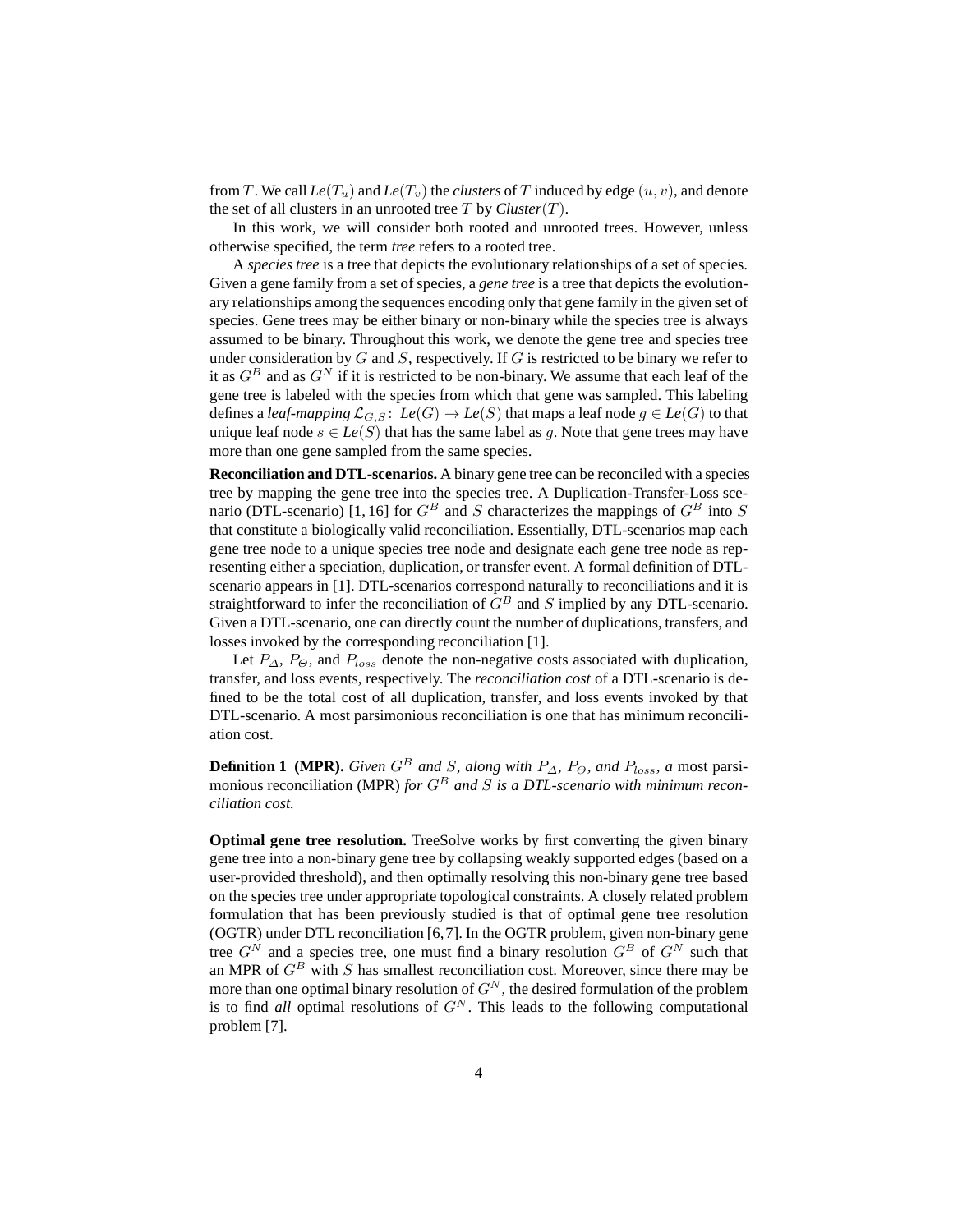from $T$. We call $Le(T_u)$ and $Le(T_v)$ the *clusters* of $T$ induced by edge $(u, v)$, and denote the set of all clusters in an unrooted tree $T$ by $Cluster(T)$.

In this work, we will consider both rooted and unrooted trees. However, unless otherwise specified, the term *tree* refers to a rooted tree.

A *species tree* is a tree that depicts the evolutionary relationships of a set of species. Given a gene family from a set of species, a *gene tree* is a tree that depicts the evolutionary relationships among the sequences encoding only that gene family in the given set of species. Gene trees may be either binary or non-binary while the species tree is always assumed to be binary. Throughout this work, we denote the gene tree and species tree under consideration by $G$ and $S$, respectively. If $G$ is restricted to be binary we refer to it as $G^B$ and as $G^N$ if it is restricted to be non-binary. We assume that each leaf of the gene tree is labeled with the species from which that gene was sampled. This labeling defines a *leaf-mapping* $\mathcal{L}_{G,S}\colon Le(G) \to Le(S)$ that maps a leaf node $g \in Le(G)$ to that unique leaf node $s \in Le(S)$ that has the same label as $g$. Note that gene trees may have more than one gene sampled from the same species.

**Reconciliation and DTL-scenarios.** A binary gene tree can be reconciled with a species tree by mapping the gene tree into the species tree. A Duplication-Transfer-Loss scenario (DTL-scenario) [1, 16] for $G^B$ and $S$ characterizes the mappings of $G^B$ into $S$ that constitute a biologically valid reconciliation. Essentially, DTL-scenarios map each gene tree node to a unique species tree node and designate each gene tree node as representing either a speciation, duplication, or transfer event. A formal definition of DTL-scenario appears in [1]. DTL-scenarios correspond naturally to reconciliations and it is straightforward to infer the reconciliation of $G^B$ and $S$ implied by any DTL-scenario. Given a DTL-scenario, one can directly count the number of duplications, transfers, and losses invoked by the corresponding reconciliation [1].

Let $P_\Delta$, $P_\Theta$, and $P_{loss}$ denote the non-negative costs associated with duplication, transfer, and loss events, respectively. The *reconciliation cost* of a DTL-scenario is defined to be the total cost of all duplication, transfer, and loss events invoked by that DTL-scenario. A most parsimonious reconciliation is one that has minimum reconciliation cost.

**Definition 1 (MPR).** *Given $G^B$ and $S$, along with $P_\Delta$, $P_\Theta$, and $P_{loss}$, a* most parsimonious reconciliation (MPR) *for $G^B$ and $S$ is a DTL-scenario with minimum reconciliation cost.*

**Optimal gene tree resolution.** TreeSolve works by first converting the given binary gene tree into a non-binary gene tree by collapsing weakly supported edges (based on a user-provided threshold), and then optimally resolving this non-binary gene tree based on the species tree under appropriate topological constraints. A closely related problem formulation that has been previously studied is that of optimal gene tree resolution (OGTR) under DTL reconciliation [6, 7]. In the OGTR problem, given non-binary gene tree $G^N$ and a species tree, one must find a binary resolution $G^B$ of $G^N$ such that an MPR of $G^B$ with $S$ has smallest reconciliation cost. Moreover, since there may be more than one optimal binary resolution of $G^N$, the desired formulation of the problem is to find *all* optimal resolutions of $G^N$. This leads to the following computational problem [7].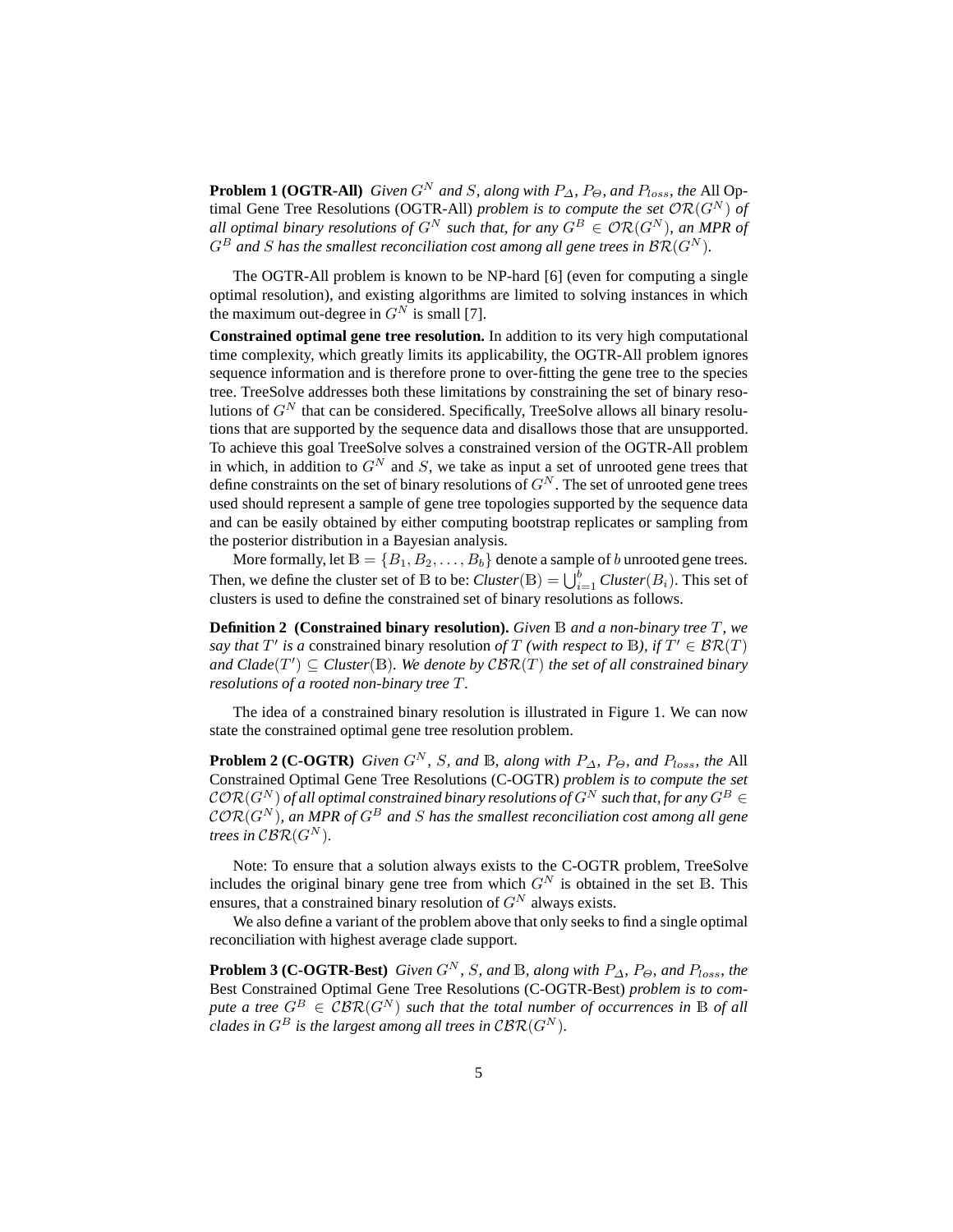**Problem 1 (OGTR-All)** *Given $G^N$ and $S$, along with $P_\Delta$, $P_\Theta$, and $P_{loss}$, the* All Optimal Gene Tree Resolutions (OGTR-All) *problem is to compute the set $\mathcal{OR}(G^N)$ of all optimal binary resolutions of $G^N$ such that, for any $G^B \in \mathcal{OR}(G^N)$, an MPR of $G^B$ and $S$ has the smallest reconciliation cost among all gene trees in $\mathcal{BR}(G^N)$.*

The OGTR-All problem is known to be NP-hard [6] (even for computing a single optimal resolution), and existing algorithms are limited to solving instances in which the maximum out-degree in $G^N$ is small [7].

**Constrained optimal gene tree resolution.** In addition to its very high computational time complexity, which greatly limits its applicability, the OGTR-All problem ignores sequence information and is therefore prone to over-fitting the gene tree to the species tree. TreeSolve addresses both these limitations by constraining the set of binary resolutions of $G^N$ that can be considered. Specifically, TreeSolve allows all binary resolutions that are supported by the sequence data and disallows those that are unsupported. To achieve this goal TreeSolve solves a constrained version of the OGTR-All problem in which, in addition to $G^N$ and $S$, we take as input a set of unrooted gene trees that define constraints on the set of binary resolutions of $G^N$. The set of unrooted gene trees used should represent a sample of gene tree topologies supported by the sequence data and can be easily obtained by either computing bootstrap replicates or sampling from the posterior distribution in a Bayesian analysis.

More formally, let $\mathbb{B} = \{B_1, B_2, \ldots, B_b\}$ denote a sample of $b$ unrooted gene trees. Then, we define the cluster set of $\mathbb{B}$ to be: $Cluster(\mathbb{B}) = \bigcup_{i=1}^{b} Cluster(B_i)$. This set of clusters is used to define the constrained set of binary resolutions as follows.

**Definition 2 (Constrained binary resolution).** *Given $\mathbb{B}$ and a non-binary tree $T$, we say that $T'$ is a* constrained binary resolution *of $T$ (with respect to $\mathbb{B}$), if $T' \in \mathcal{BR}(T)$ and $Clade(T') \subseteq Cluster(\mathbb{B})$. We denote by $\mathcal{CBR}(T)$ the set of all constrained binary resolutions of a rooted non-binary tree $T$.*

The idea of a constrained binary resolution is illustrated in Figure 1. We can now state the constrained optimal gene tree resolution problem.

**Problem 2 (C-OGTR)** *Given $G^N$, $S$, and $\mathbb{B}$, along with $P_\Delta$, $P_\Theta$, and $P_{loss}$, the* All Constrained Optimal Gene Tree Resolutions (C-OGTR) *problem is to compute the set $\mathcal{COR}(G^N)$ of all optimal constrained binary resolutions of $G^N$ such that, for any $G^B \in \mathcal{COR}(G^N)$, an MPR of $G^B$ and $S$ has the smallest reconciliation cost among all gene trees in $\mathcal{CBR}(G^N)$.*

Note: To ensure that a solution always exists to the C-OGTR problem, TreeSolve includes the original binary gene tree from which $G^N$ is obtained in the set $\mathbb{B}$. This ensures, that a constrained binary resolution of $G^N$ always exists.

We also define a variant of the problem above that only seeks to find a single optimal reconciliation with highest average clade support.

**Problem 3 (C-OGTR-Best)** *Given $G^N$, $S$, and $\mathbb{B}$, along with $P_\Delta$, $P_\Theta$, and $P_{loss}$, the* Best Constrained Optimal Gene Tree Resolutions (C-OGTR-Best) *problem is to compute a tree $G^B \in \mathcal{CBR}(G^N)$ such that the total number of occurrences in $\mathbb{B}$ of all clades in $G^B$ is the largest among all trees in $\mathcal{CBR}(G^N)$.*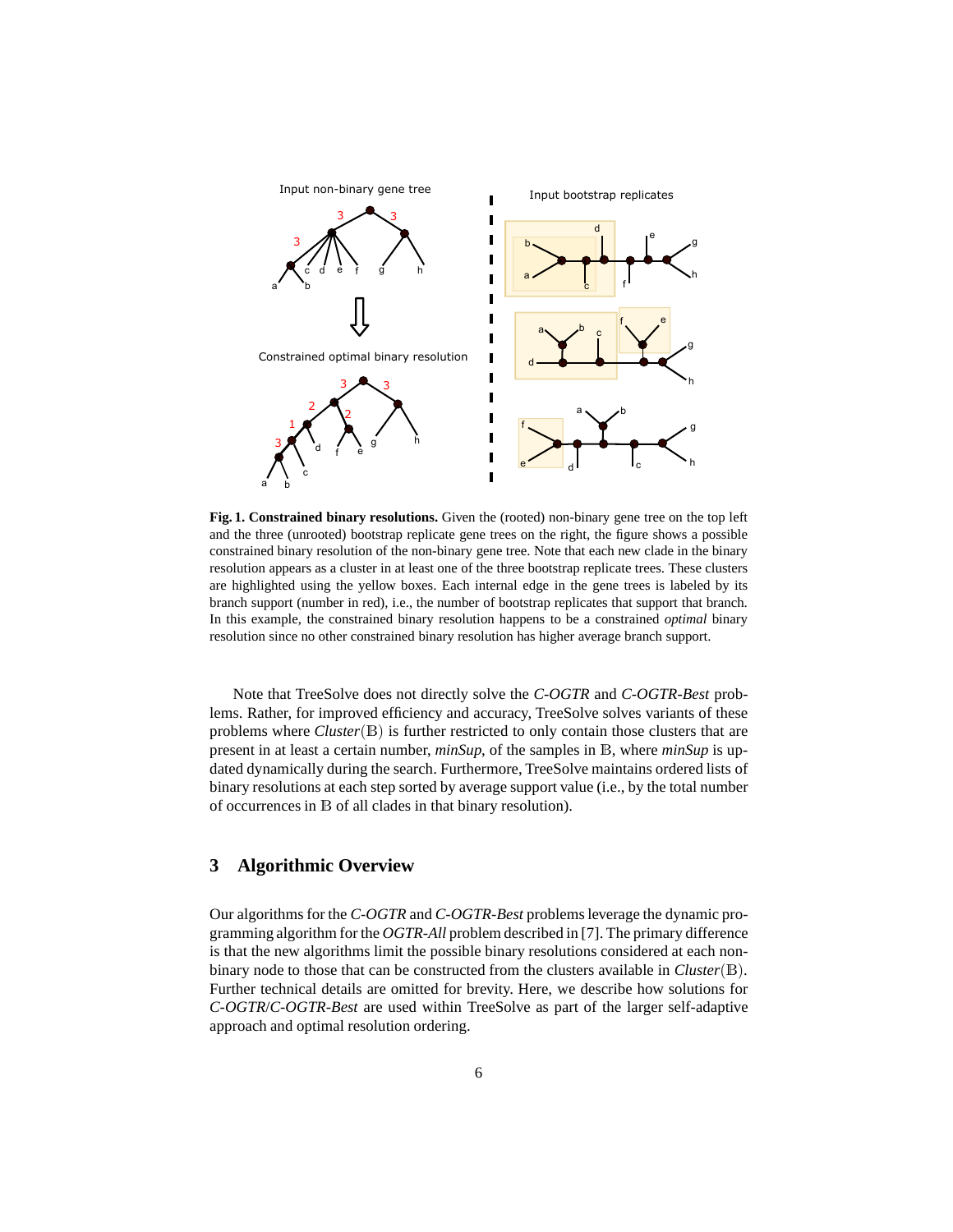Input non-binary gene tree

Constrained optimal binary resolution

Input bootstrap replicates

**Fig. 1. Constrained binary resolutions.** Given the (rooted) non-binary gene tree on the top left and the three (unrooted) bootstrap replicate gene trees on the right, the figure shows a possible constrained binary resolution of the non-binary gene tree. Note that each new clade in the binary resolution appears as a cluster in at least one of the three bootstrap replicate trees. These clusters are highlighted using the yellow boxes. Each internal edge in the gene trees is labeled by its branch support (number in red), i.e., the number of bootstrap replicates that support that branch. In this example, the constrained binary resolution happens to be a constrained *optimal* binary resolution since no other constrained binary resolution has higher average branch support.

Note that TreeSolve does not directly solve the *C-OGTR* and *C-OGTR-Best* problems. Rather, for improved efficiency and accuracy, TreeSolve solves variants of these problems where *Cluster*($\mathbb{B}$) is further restricted to only contain those clusters that are present in at least a certain number, *minSup*, of the samples in $\mathbb{B}$, where *minSup* is updated dynamically during the search. Furthermore, TreeSolve maintains ordered lists of binary resolutions at each step sorted by average support value (i.e., by the total number of occurrences in $\mathbb{B}$ of all clades in that binary resolution).

## 3 Algorithmic Overview

Our algorithms for the *C-OGTR* and *C-OGTR-Best* problems leverage the dynamic programming algorithm for the *OGTR-All* problem described in [7]. The primary difference is that the new algorithms limit the possible binary resolutions considered at each non-binary node to those that can be constructed from the clusters available in *Cluster*($\mathbb{B}$). Further technical details are omitted for brevity. Here, we describe how solutions for *C-OGTR*/*C-OGTR-Best* are used within TreeSolve as part of the larger self-adaptive approach and optimal resolution ordering.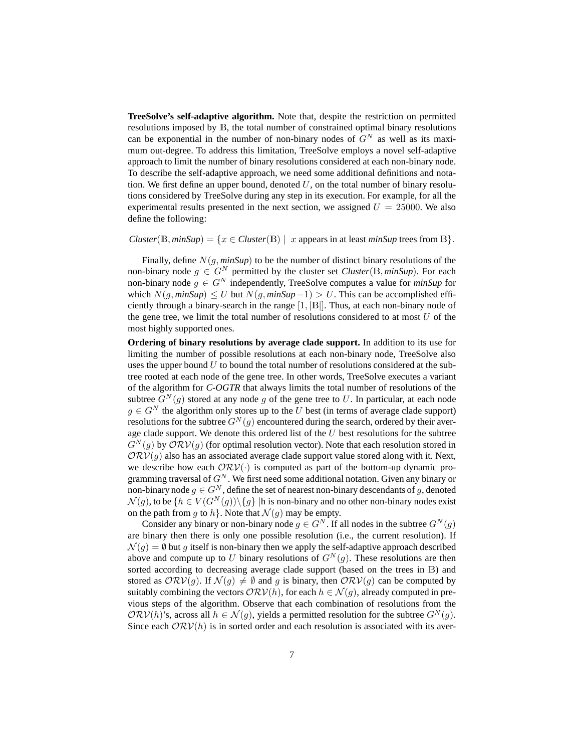**TreeSolve's self-adaptive algorithm.** Note that, despite the restriction on permitted resolutions imposed by $\mathbb{B}$, the total number of constrained optimal binary resolutions can be exponential in the number of non-binary nodes of $G^N$ as well as its maximum out-degree. To address this limitation, TreeSolve employs a novel self-adaptive approach to limit the number of binary resolutions considered at each non-binary node. To describe the self-adaptive approach, we need some additional definitions and notation. We first define an upper bound, denoted $U$, on the total number of binary resolutions considered by TreeSolve during any step in its execution. For example, for all the experimental results presented in the next section, we assigned $U = 25000$. We also define the following:

$$\textit{Cluster}(\mathbb{B}, \textit{minSup}) = \{x \in \textit{Cluster}(\mathbb{B}) \mid x \text{ appears in at least } \textit{minSup} \text{ trees from } \mathbb{B}\}.$$

Finally, define $N(g, \textit{minSup})$ to be the number of distinct binary resolutions of the non-binary node $g \in G^N$ permitted by the cluster set $\textit{Cluster}(\mathbb{B}, \textit{minSup})$. For each non-binary node $g \in G^N$ independently, TreeSolve computes a value for *minSup* for which $N(g, \textit{minSup}) \leq U$ but $N(g, \textit{minSup} - 1) > U$. This can be accomplished efficiently through a binary-search in the range $[1, |\mathbb{B}|]$. Thus, at each non-binary node of the gene tree, we limit the total number of resolutions considered to at most $U$ of the most highly supported ones.

**Ordering of binary resolutions by average clade support.** In addition to its use for limiting the number of possible resolutions at each non-binary node, TreeSolve also uses the upper bound $U$ to bound the total number of resolutions considered at the subtree rooted at each node of the gene tree. In other words, TreeSolve executes a variant of the algorithm for *C-OGTR* that always limits the total number of resolutions of the subtree $G^N(g)$ stored at any node $g$ of the gene tree to $U$. In particular, at each node $g \in G^N$ the algorithm only stores up to the $U$ best (in terms of average clade support) resolutions for the subtree $G^N(g)$ encountered during the search, ordered by their average clade support. We denote this ordered list of the $U$ best resolutions for the subtree $G^N(g)$ by $\mathcal{ORV}(g)$ (for optimal resolution vector). Note that each resolution stored in $\mathcal{ORV}(g)$ also has an associated average clade support value stored along with it. Next, we describe how each $\mathcal{ORV}(\cdot)$ is computed as part of the bottom-up dynamic programming traversal of $G^N$. We first need some additional notation. Given any binary or non-binary node $g \in G^N$, define the set of nearest non-binary descendants of $g$, denoted $\mathcal{N}(g)$, to be $\{h \in V(G^N(g)) \setminus \{g\} \mid$ h is non-binary and no other non-binary nodes exist on the path from $g$ to $h\}$. Note that $\mathcal{N}(g)$ may be empty.

Consider any binary or non-binary node $g \in G^N$. If all nodes in the subtree $G^N(g)$ are binary then there is only one possible resolution (i.e., the current resolution). If $\mathcal{N}(g) = \emptyset$ but $g$ itself is non-binary then we apply the self-adaptive approach described above and compute up to $U$ binary resolutions of $G^N(g)$. These resolutions are then sorted according to decreasing average clade support (based on the trees in $\mathbb{B}$) and stored as $\mathcal{ORV}(g)$. If $\mathcal{N}(g) \neq \emptyset$ and $g$ is binary, then $\mathcal{ORV}(g)$ can be computed by suitably combining the vectors $\mathcal{ORV}(h)$, for each $h \in \mathcal{N}(g)$, already computed in previous steps of the algorithm. Observe that each combination of resolutions from the $\mathcal{ORV}(h)$'s, across all $h \in \mathcal{N}(g)$, yields a permitted resolution for the subtree $G^N(g)$. Since each $\mathcal{ORV}(h)$ is in sorted order and each resolution is associated with its aver-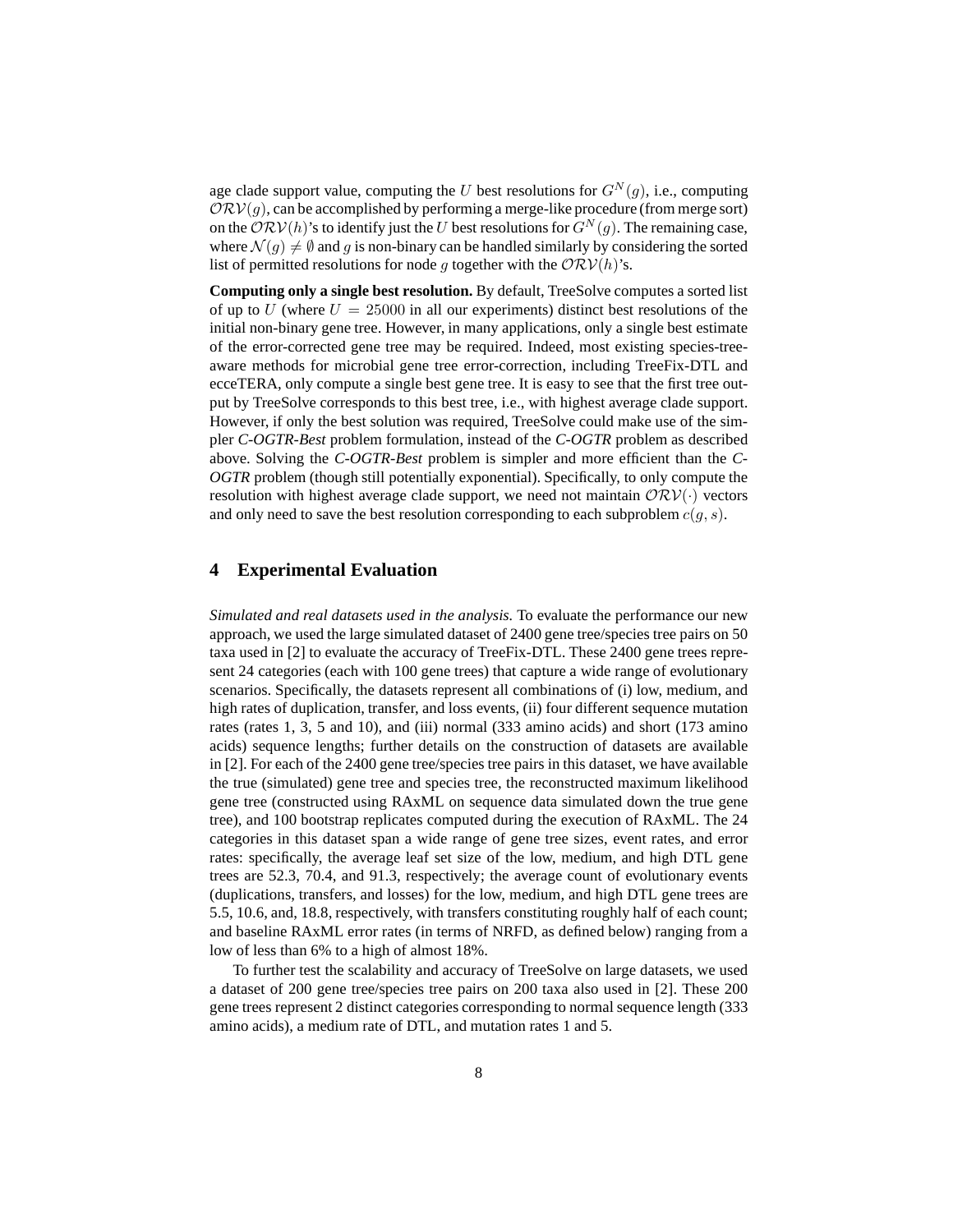age clade support value, computing the $U$ best resolutions for $G^N(g)$, i.e., computing $\mathcal{ORV}(g)$, can be accomplished by performing a merge-like procedure (from merge sort) on the $\mathcal{ORV}(h)$'s to identify just the $U$ best resolutions for $G^N(g)$. The remaining case, where $\mathcal{N}(g) \neq \emptyset$ and $g$ is non-binary can be handled similarly by considering the sorted list of permitted resolutions for node $g$ together with the $\mathcal{ORV}(h)$'s.

**Computing only a single best resolution.** By default, TreeSolve computes a sorted list of up to $U$ (where $U = 25000$ in all our experiments) distinct best resolutions of the initial non-binary gene tree. However, in many applications, only a single best estimate of the error-corrected gene tree may be required. Indeed, most existing species-tree-aware methods for microbial gene tree error-correction, including TreeFix-DTL and ecceTERA, only compute a single best gene tree. It is easy to see that the first tree output by TreeSolve corresponds to this best tree, i.e., with highest average clade support. However, if only the best solution was required, TreeSolve could make use of the simpler *C-OGTR-Best* problem formulation, instead of the *C-OGTR* problem as described above. Solving the *C-OGTR-Best* problem is simpler and more efficient than the *C-OGTR* problem (though still potentially exponential). Specifically, to only compute the resolution with highest average clade support, we need not maintain $\mathcal{ORV}(\cdot)$ vectors and only need to save the best resolution corresponding to each subproblem $c(g, s)$.

## 4 Experimental Evaluation

*Simulated and real datasets used in the analysis.* To evaluate the performance our new approach, we used the large simulated dataset of 2400 gene tree/species tree pairs on 50 taxa used in [2] to evaluate the accuracy of TreeFix-DTL. These 2400 gene trees represent 24 categories (each with 100 gene trees) that capture a wide range of evolutionary scenarios. Specifically, the datasets represent all combinations of (i) low, medium, and high rates of duplication, transfer, and loss events, (ii) four different sequence mutation rates (rates 1, 3, 5 and 10), and (iii) normal (333 amino acids) and short (173 amino acids) sequence lengths; further details on the construction of datasets are available in [2]. For each of the 2400 gene tree/species tree pairs in this dataset, we have available the true (simulated) gene tree and species tree, the reconstructed maximum likelihood gene tree (constructed using RAxML on sequence data simulated down the true gene tree), and 100 bootstrap replicates computed during the execution of RAxML. The 24 categories in this dataset span a wide range of gene tree sizes, event rates, and error rates: specifically, the average leaf set size of the low, medium, and high DTL gene trees are 52.3, 70.4, and 91.3, respectively; the average count of evolutionary events (duplications, transfers, and losses) for the low, medium, and high DTL gene trees are 5.5, 10.6, and, 18.8, respectively, with transfers constituting roughly half of each count; and baseline RAxML error rates (in terms of NRFD, as defined below) ranging from a low of less than 6% to a high of almost 18%.

To further test the scalability and accuracy of TreeSolve on large datasets, we used a dataset of 200 gene tree/species tree pairs on 200 taxa also used in [2]. These 200 gene trees represent 2 distinct categories corresponding to normal sequence length (333 amino acids), a medium rate of DTL, and mutation rates 1 and 5.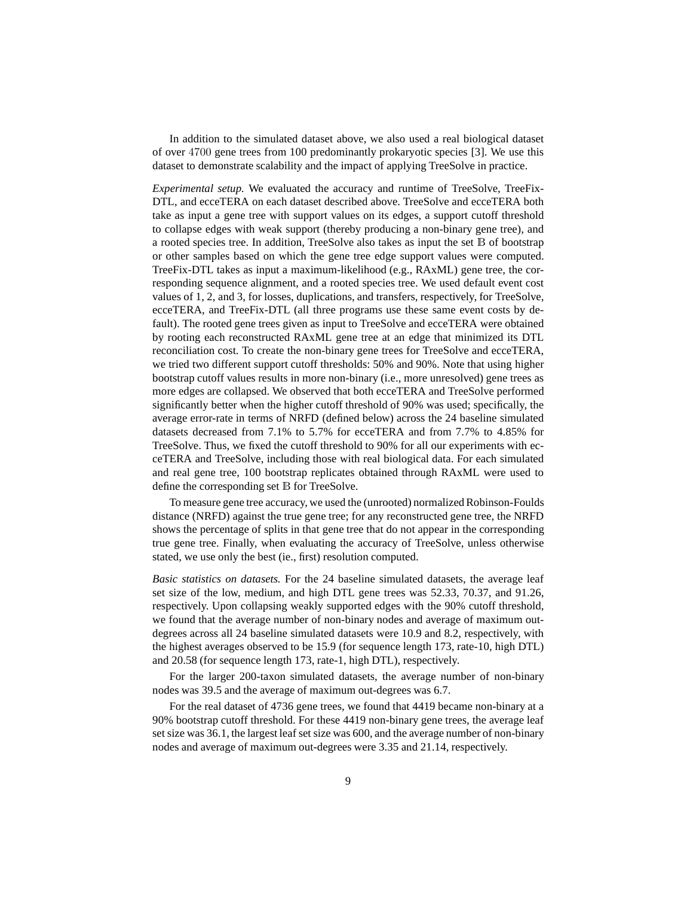In addition to the simulated dataset above, we also used a real biological dataset of over 4700 gene trees from 100 predominantly prokaryotic species [3]. We use this dataset to demonstrate scalability and the impact of applying TreeSolve in practice.

*Experimental setup.* We evaluated the accuracy and runtime of TreeSolve, TreeFix-DTL, and ecceTERA on each dataset described above. TreeSolve and ecceTERA both take as input a gene tree with support values on its edges, a support cutoff threshold to collapse edges with weak support (thereby producing a non-binary gene tree), and a rooted species tree. In addition, TreeSolve also takes as input the set $\mathbb{B}$ of bootstrap or other samples based on which the gene tree edge support values were computed. TreeFix-DTL takes as input a maximum-likelihood (e.g., RAxML) gene tree, the corresponding sequence alignment, and a rooted species tree. We used default event cost values of 1, 2, and 3, for losses, duplications, and transfers, respectively, for TreeSolve, ecceTERA, and TreeFix-DTL (all three programs use these same event costs by default). The rooted gene trees given as input to TreeSolve and ecceTERA were obtained by rooting each reconstructed RAxML gene tree at an edge that minimized its DTL reconciliation cost. To create the non-binary gene trees for TreeSolve and ecceTERA, we tried two different support cutoff thresholds: 50% and 90%. Note that using higher bootstrap cutoff values results in more non-binary (i.e., more unresolved) gene trees as more edges are collapsed. We observed that both ecceTERA and TreeSolve performed significantly better when the higher cutoff threshold of 90% was used; specifically, the average error-rate in terms of NRFD (defined below) across the 24 baseline simulated datasets decreased from 7.1% to 5.7% for ecceTERA and from 7.7% to 4.85% for TreeSolve. Thus, we fixed the cutoff threshold to 90% for all our experiments with ecceTERA and TreeSolve, including those with real biological data. For each simulated and real gene tree, 100 bootstrap replicates obtained through RAxML were used to define the corresponding set $\mathbb{B}$ for TreeSolve.

To measure gene tree accuracy, we used the (unrooted) normalized Robinson-Foulds distance (NRFD) against the true gene tree; for any reconstructed gene tree, the NRFD shows the percentage of splits in that gene tree that do not appear in the corresponding true gene tree. Finally, when evaluating the accuracy of TreeSolve, unless otherwise stated, we use only the best (ie., first) resolution computed.

*Basic statistics on datasets.* For the 24 baseline simulated datasets, the average leaf set size of the low, medium, and high DTL gene trees was 52.33, 70.37, and 91.26, respectively. Upon collapsing weakly supported edges with the 90% cutoff threshold, we found that the average number of non-binary nodes and average of maximum out-degrees across all 24 baseline simulated datasets were 10.9 and 8.2, respectively, with the highest averages observed to be 15.9 (for sequence length 173, rate-10, high DTL) and 20.58 (for sequence length 173, rate-1, high DTL), respectively.

For the larger 200-taxon simulated datasets, the average number of non-binary nodes was 39.5 and the average of maximum out-degrees was 6.7.

For the real dataset of 4736 gene trees, we found that 4419 became non-binary at a 90% bootstrap cutoff threshold. For these 4419 non-binary gene trees, the average leaf set size was 36.1, the largest leaf set size was 600, and the average number of non-binary nodes and average of maximum out-degrees were 3.35 and 21.14, respectively.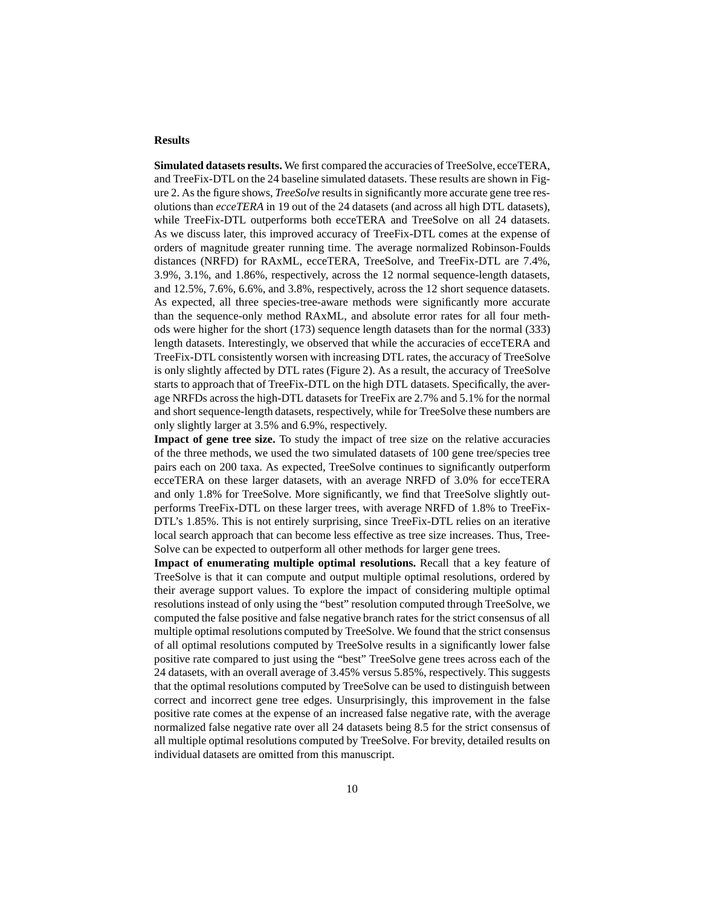## Results

**Simulated datasets results.** We first compared the accuracies of TreeSolve, ecceTERA, and TreeFix-DTL on the 24 baseline simulated datasets. These results are shown in Figure 2. As the figure shows, *TreeSolve* results in significantly more accurate gene tree resolutions than *ecceTERA* in 19 out of the 24 datasets (and across all high DTL datasets), while TreeFix-DTL outperforms both ecceTERA and TreeSolve on all 24 datasets. As we discuss later, this improved accuracy of TreeFix-DTL comes at the expense of orders of magnitude greater running time. The average normalized Robinson-Foulds distances (NRFD) for RAxML, ecceTERA, TreeSolve, and TreeFix-DTL are 7.4%, 3.9%, 3.1%, and 1.86%, respectively, across the 12 normal sequence-length datasets, and 12.5%, 7.6%, 6.6%, and 3.8%, respectively, across the 12 short sequence datasets. As expected, all three species-tree-aware methods were significantly more accurate than the sequence-only method RAxML, and absolute error rates for all four methods were higher for the short (173) sequence length datasets than for the normal (333) length datasets. Interestingly, we observed that while the accuracies of ecceTERA and TreeFix-DTL consistently worsen with increasing DTL rates, the accuracy of TreeSolve is only slightly affected by DTL rates (Figure 2). As a result, the accuracy of TreeSolve starts to approach that of TreeFix-DTL on the high DTL datasets. Specifically, the average NRFDs across the high-DTL datasets for TreeFix are 2.7% and 5.1% for the normal and short sequence-length datasets, respectively, while for TreeSolve these numbers are only slightly larger at 3.5% and 6.9%, respectively.

**Impact of gene tree size.** To study the impact of tree size on the relative accuracies of the three methods, we used the two simulated datasets of 100 gene tree/species tree pairs each on 200 taxa. As expected, TreeSolve continues to significantly outperform ecceTERA on these larger datasets, with an average NRFD of 3.0% for ecceTERA and only 1.8% for TreeSolve. More significantly, we find that TreeSolve slightly outperforms TreeFix-DTL on these larger trees, with average NRFD of 1.8% to TreeFix-DTL's 1.85%. This is not entirely surprising, since TreeFix-DTL relies on an iterative local search approach that can become less effective as tree size increases. Thus, TreeSolve can be expected to outperform all other methods for larger gene trees.

**Impact of enumerating multiple optimal resolutions.** Recall that a key feature of TreeSolve is that it can compute and output multiple optimal resolutions, ordered by their average support values. To explore the impact of considering multiple optimal resolutions instead of only using the "best" resolution computed through TreeSolve, we computed the false positive and false negative branch rates for the strict consensus of all multiple optimal resolutions computed by TreeSolve. We found that the strict consensus of all optimal resolutions computed by TreeSolve results in a significantly lower false positive rate compared to just using the "best" TreeSolve gene trees across each of the 24 datasets, with an overall average of 3.45% versus 5.85%, respectively. This suggests that the optimal resolutions computed by TreeSolve can be used to distinguish between correct and incorrect gene tree edges. Unsurprisingly, this improvement in the false positive rate comes at the expense of an increased false negative rate, with the average normalized false negative rate over all 24 datasets being 8.5 for the strict consensus of all multiple optimal resolutions computed by TreeSolve. For brevity, detailed results on individual datasets are omitted from this manuscript.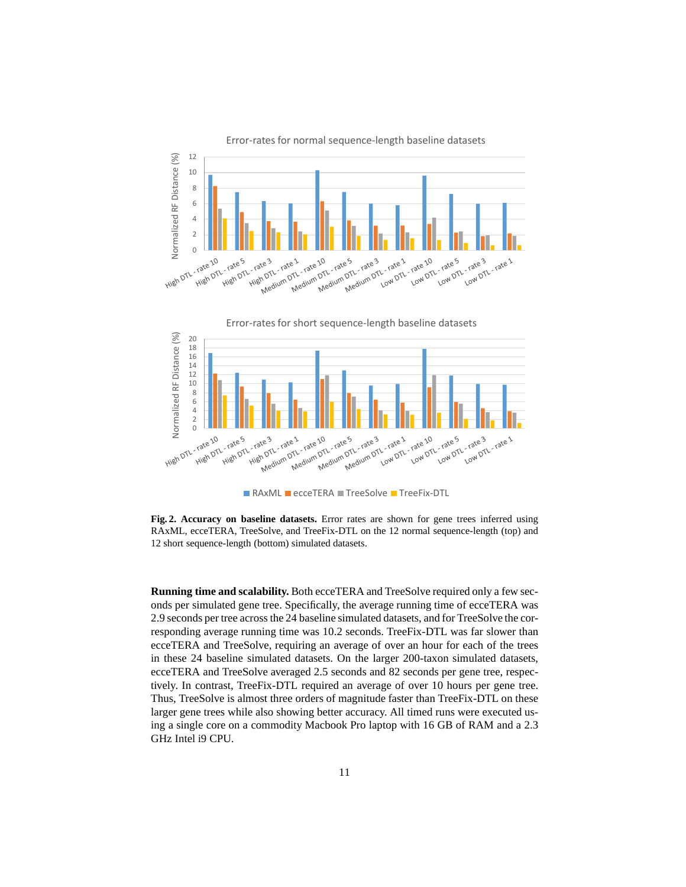Error-rates for normal sequence-length baseline datasets

Normalized RF Distance (%)

12
10
8
6
4
2
0

High DTL - rate 10
High DTL - rate 5
High DTL - rate 3
High DTL - rate 1
Medium DTL - rate 10
Medium DTL - rate 5
Medium DTL - rate 3
Medium DTL - rate 1
Low DTL - rate 10
Low DTL - rate 5
Low DTL - rate 3
Low DTL - rate 1

Error-rates for short sequence-length baseline datasets

Normalized RF Distance (%)

20
18
16
14
12
10
8
6
4
2
0

High DTL - rate 10
High DTL - rate 5
High DTL - rate 3
High DTL - rate 1
Medium DTL - rate 10
Medium DTL - rate 5
Medium DTL - rate 3
Medium DTL - rate 1
Low DTL - rate 10
Low DTL - rate 5
Low DTL - rate 3
Low DTL - rate 1

RAxML ecceTERA TreeSolve TreeFix-DTL

**Fig. 2. Accuracy on baseline datasets.** Error rates are shown for gene trees inferred using RAxML, ecceTERA, TreeSolve, and TreeFix-DTL on the 12 normal sequence-length (top) and 12 short sequence-length (bottom) simulated datasets.

**Running time and scalability.** Both ecceTERA and TreeSolve required only a few seconds per simulated gene tree. Specifically, the average running time of ecceTERA was 2.9 seconds per tree across the 24 baseline simulated datasets, and for TreeSolve the corresponding average running time was 10.2 seconds. TreeFix-DTL was far slower than ecceTERA and TreeSolve, requiring an average of over an hour for each of the trees in these 24 baseline simulated datasets. On the larger 200-taxon simulated datasets, ecceTERA and TreeSolve averaged 2.5 seconds and 82 seconds per gene tree, respectively. In contrast, TreeFix-DTL required an average of over 10 hours per gene tree. Thus, TreeSolve is almost three orders of magnitude faster than TreeFix-DTL on these larger gene trees while also showing better accuracy. All timed runs were executed using a single core on a commodity Macbook Pro laptop with 16 GB of RAM and a 2.3 GHz Intel i9 CPU.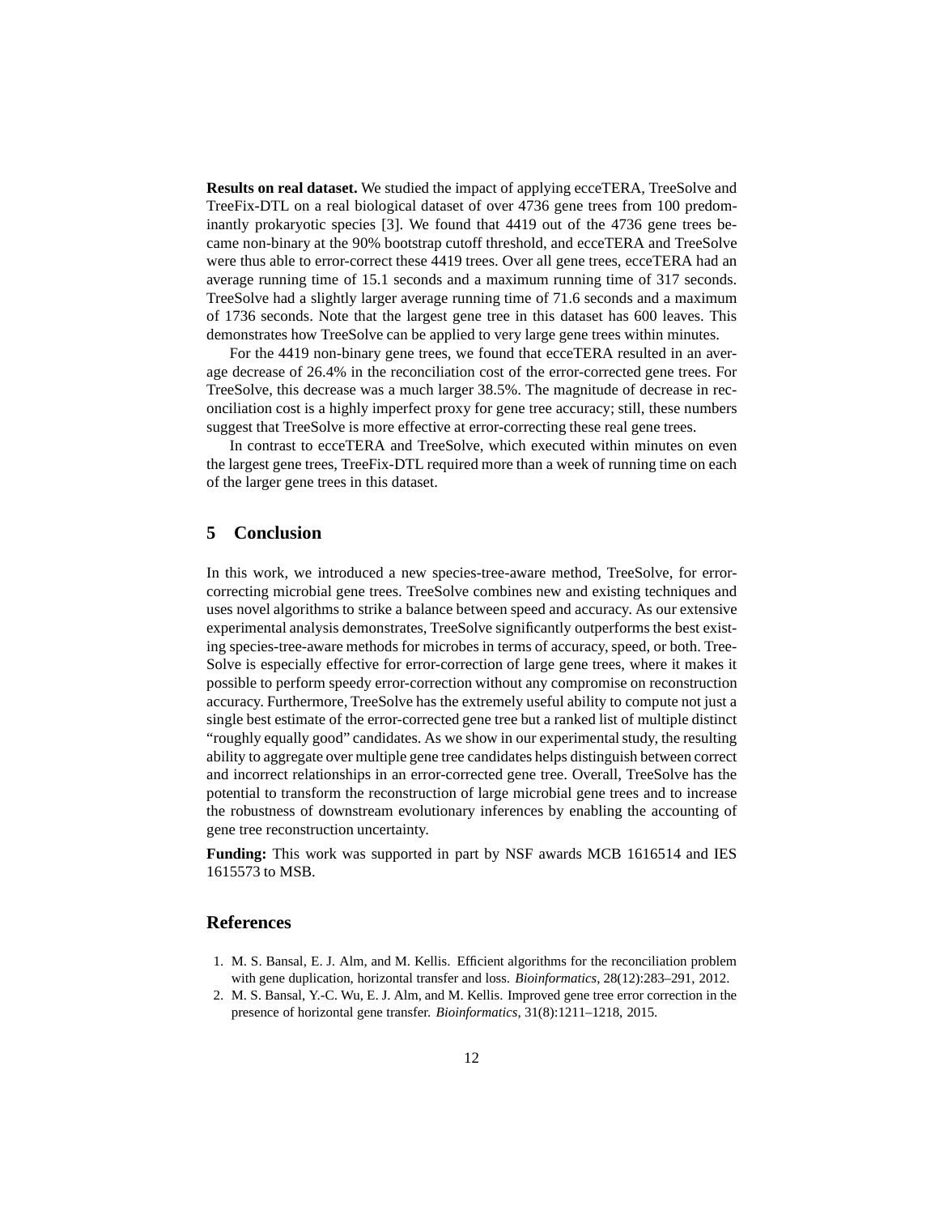**Results on real dataset.** We studied the impact of applying ecceTERA, TreeSolve and TreeFix-DTL on a real biological dataset of over 4736 gene trees from 100 predominantly prokaryotic species [3]. We found that 4419 out of the 4736 gene trees became non-binary at the 90% bootstrap cutoff threshold, and ecceTERA and TreeSolve were thus able to error-correct these 4419 trees. Over all gene trees, ecceTERA had an average running time of 15.1 seconds and a maximum running time of 317 seconds. TreeSolve had a slightly larger average running time of 71.6 seconds and a maximum of 1736 seconds. Note that the largest gene tree in this dataset has 600 leaves. This demonstrates how TreeSolve can be applied to very large gene trees within minutes.

For the 4419 non-binary gene trees, we found that ecceTERA resulted in an average decrease of 26.4% in the reconciliation cost of the error-corrected gene trees. For TreeSolve, this decrease was a much larger 38.5%. The magnitude of decrease in reconciliation cost is a highly imperfect proxy for gene tree accuracy; still, these numbers suggest that TreeSolve is more effective at error-correcting these real gene trees.

In contrast to ecceTERA and TreeSolve, which executed within minutes on even the largest gene trees, TreeFix-DTL required more than a week of running time on each of the larger gene trees in this dataset.

## 5 Conclusion

In this work, we introduced a new species-tree-aware method, TreeSolve, for error-correcting microbial gene trees. TreeSolve combines new and existing techniques and uses novel algorithms to strike a balance between speed and accuracy. As our extensive experimental analysis demonstrates, TreeSolve significantly outperforms the best existing species-tree-aware methods for microbes in terms of accuracy, speed, or both. TreeSolve is especially effective for error-correction of large gene trees, where it makes it possible to perform speedy error-correction without any compromise on reconstruction accuracy. Furthermore, TreeSolve has the extremely useful ability to compute not just a single best estimate of the error-corrected gene tree but a ranked list of multiple distinct "roughly equally good" candidates. As we show in our experimental study, the resulting ability to aggregate over multiple gene tree candidates helps distinguish between correct and incorrect relationships in an error-corrected gene tree. Overall, TreeSolve has the potential to transform the reconstruction of large microbial gene trees and to increase the robustness of downstream evolutionary inferences by enabling the accounting of gene tree reconstruction uncertainty.

**Funding:** This work was supported in part by NSF awards MCB 1616514 and IES 1615573 to MSB.

## References

1. M. S. Bansal, E. J. Alm, and M. Kellis. Efficient algorithms for the reconciliation problem with gene duplication, horizontal transfer and loss. *Bioinformatics*, 28(12):283–291, 2012.
2. M. S. Bansal, Y.-C. Wu, E. J. Alm, and M. Kellis. Improved gene tree error correction in the presence of horizontal gene transfer. *Bioinformatics*, 31(8):1211–1218, 2015.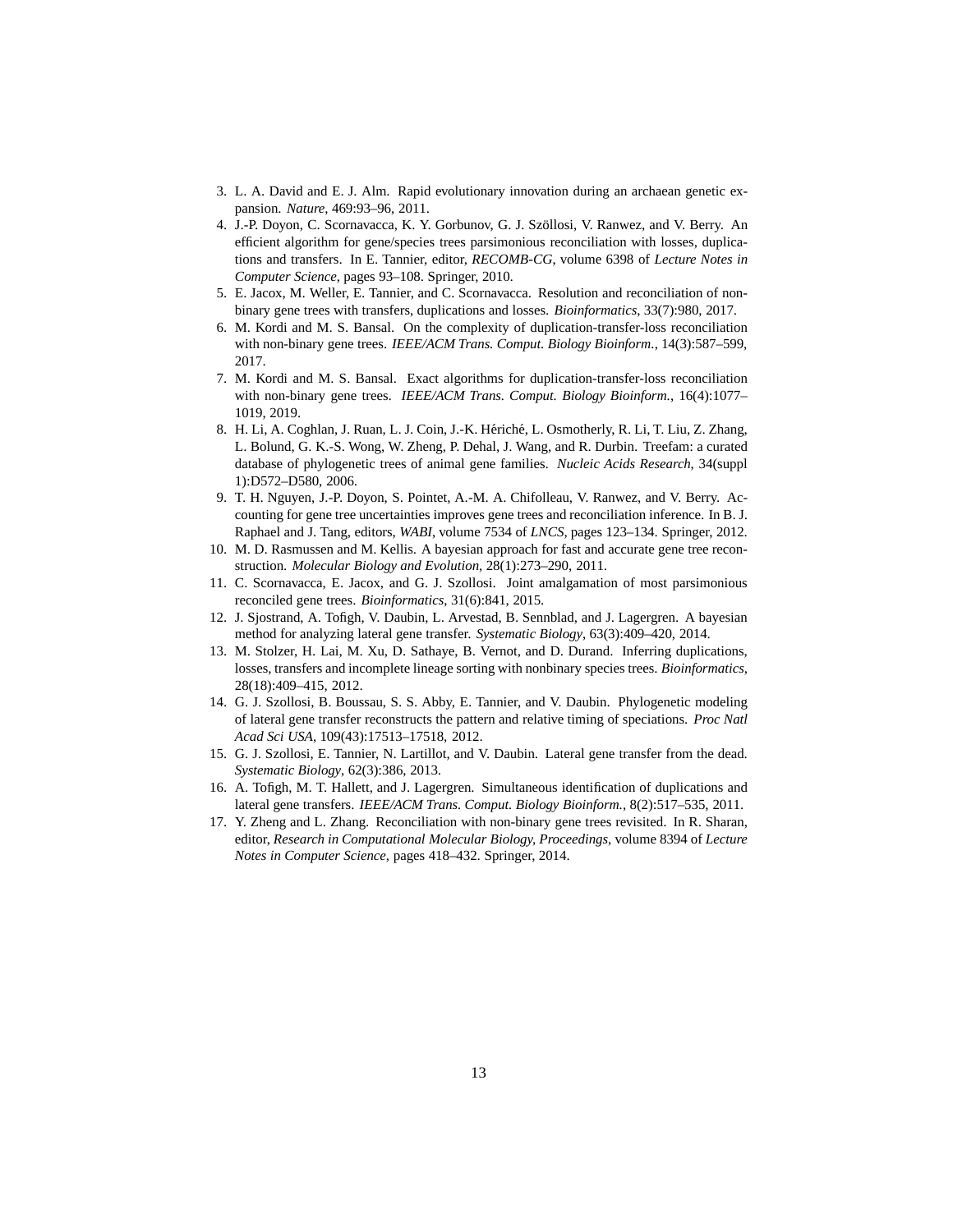3. L. A. David and E. J. Alm. Rapid evolutionary innovation during an archaean genetic expansion. *Nature*, 469:93–96, 2011.
4. J.-P. Doyon, C. Scornavacca, K. Y. Gorbunov, G. J. Szöllosi, V. Ranwez, and V. Berry. An efficient algorithm for gene/species trees parsimonious reconciliation with losses, duplications and transfers. In E. Tannier, editor, *RECOMB-CG*, volume 6398 of *Lecture Notes in Computer Science*, pages 93–108. Springer, 2010.
5. E. Jacox, M. Weller, E. Tannier, and C. Scornavacca. Resolution and reconciliation of non-binary gene trees with transfers, duplications and losses. *Bioinformatics*, 33(7):980, 2017.
6. M. Kordi and M. S. Bansal. On the complexity of duplication-transfer-loss reconciliation with non-binary gene trees. *IEEE/ACM Trans. Comput. Biology Bioinform.*, 14(3):587–599, 2017.
7. M. Kordi and M. S. Bansal. Exact algorithms for duplication-transfer-loss reconciliation with non-binary gene trees. *IEEE/ACM Trans. Comput. Biology Bioinform.*, 16(4):1077–1019, 2019.
8. H. Li, A. Coghlan, J. Ruan, L. J. Coin, J.-K. Hériché, L. Osmotherly, R. Li, T. Liu, Z. Zhang, L. Bolund, G. K.-S. Wong, W. Zheng, P. Dehal, J. Wang, and R. Durbin. Treefam: a curated database of phylogenetic trees of animal gene families. *Nucleic Acids Research*, 34(suppl 1):D572–D580, 2006.
9. T. H. Nguyen, J.-P. Doyon, S. Pointet, A.-M. A. Chifolleau, V. Ranwez, and V. Berry. Accounting for gene tree uncertainties improves gene trees and reconciliation inference. In B. J. Raphael and J. Tang, editors, *WABI*, volume 7534 of *LNCS*, pages 123–134. Springer, 2012.
10. M. D. Rasmussen and M. Kellis. A bayesian approach for fast and accurate gene tree reconstruction. *Molecular Biology and Evolution*, 28(1):273–290, 2011.
11. C. Scornavacca, E. Jacox, and G. J. Szollosi. Joint amalgamation of most parsimonious reconciled gene trees. *Bioinformatics*, 31(6):841, 2015.
12. J. Sjostrand, A. Tofigh, V. Daubin, L. Arvestad, B. Sennblad, and J. Lagergren. A bayesian method for analyzing lateral gene transfer. *Systematic Biology*, 63(3):409–420, 2014.
13. M. Stolzer, H. Lai, M. Xu, D. Sathaye, B. Vernot, and D. Durand. Inferring duplications, losses, transfers and incomplete lineage sorting with nonbinary species trees. *Bioinformatics*, 28(18):409–415, 2012.
14. G. J. Szollosi, B. Boussau, S. S. Abby, E. Tannier, and V. Daubin. Phylogenetic modeling of lateral gene transfer reconstructs the pattern and relative timing of speciations. *Proc Natl Acad Sci USA*, 109(43):17513–17518, 2012.
15. G. J. Szollosi, E. Tannier, N. Lartillot, and V. Daubin. Lateral gene transfer from the dead. *Systematic Biology*, 62(3):386, 2013.
16. A. Tofigh, M. T. Hallett, and J. Lagergren. Simultaneous identification of duplications and lateral gene transfers. *IEEE/ACM Trans. Comput. Biology Bioinform.*, 8(2):517–535, 2011.
17. Y. Zheng and L. Zhang. Reconciliation with non-binary gene trees revisited. In R. Sharan, editor, *Research in Computational Molecular Biology, Proceedings*, volume 8394 of *Lecture Notes in Computer Science*, pages 418–432. Springer, 2014.